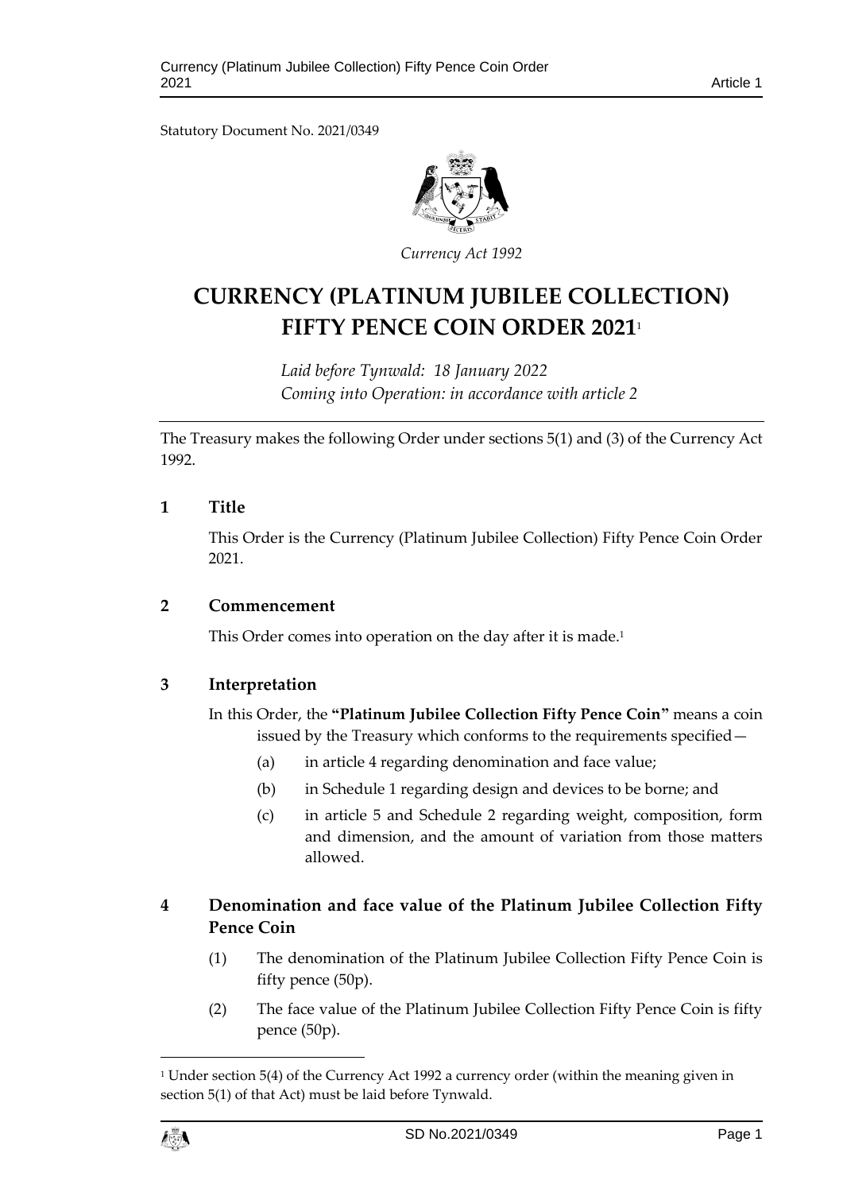Statutory Document No. 2021/0349

*Currency Act 1992*

# CURRENCY (PLATINUM JUBILEE COLLECTION) FIFTY PENCE COIN ORDER 2021[1]

*Laid before Tynwald: 18 January 2022*
*Coming into Operation: in accordance with article 2*

The Treasury makes the following Order under sections 5(1) and (3) of the Currency Act 1992.

## 1 Title

This Order is the Currency (Platinum Jubilee Collection) Fifty Pence Coin Order 2021.

## 2 Commencement

This Order comes into operation on the day after it is made.[1]

## 3 Interpretation

In this Order, the **"Platinum Jubilee Collection Fifty Pence Coin"** means a coin issued by the Treasury which conforms to the requirements specified—

(a) in article 4 regarding denomination and face value;

(b) in Schedule 1 regarding design and devices to be borne; and

(c) in article 5 and Schedule 2 regarding weight, composition, form and dimension, and the amount of variation from those matters allowed.

## 4 Denomination and face value of the Platinum Jubilee Collection Fifty Pence Coin

(1) The denomination of the Platinum Jubilee Collection Fifty Pence Coin is fifty pence (50p).

(2) The face value of the Platinum Jubilee Collection Fifty Pence Coin is fifty pence (50p).

---

[1] Under section 5(4) of the Currency Act 1992 a currency order (within the meaning given in section 5(1) of that Act) must be laid before Tynwald.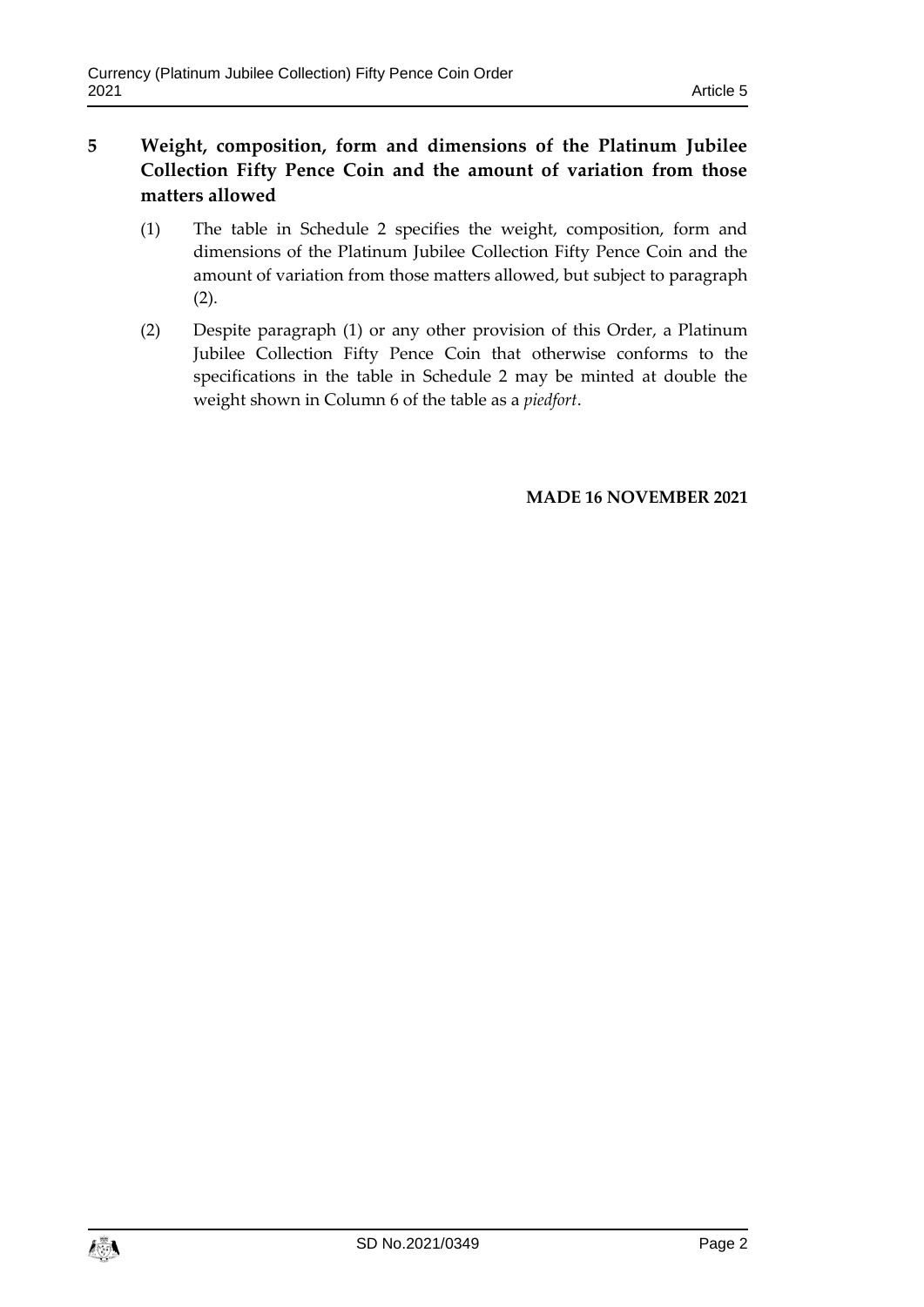## 5 Weight, composition, form and dimensions of the Platinum Jubilee Collection Fifty Pence Coin and the amount of variation from those matters allowed

(1) The table in Schedule 2 specifies the weight, composition, form and dimensions of the Platinum Jubilee Collection Fifty Pence Coin and the amount of variation from those matters allowed, but subject to paragraph (2).

(2) Despite paragraph (1) or any other provision of this Order, a Platinum Jubilee Collection Fifty Pence Coin that otherwise conforms to the specifications in the table in Schedule 2 may be minted at double the weight shown in Column 6 of the table as a *piedfort*.

**MADE 16 NOVEMBER 2021**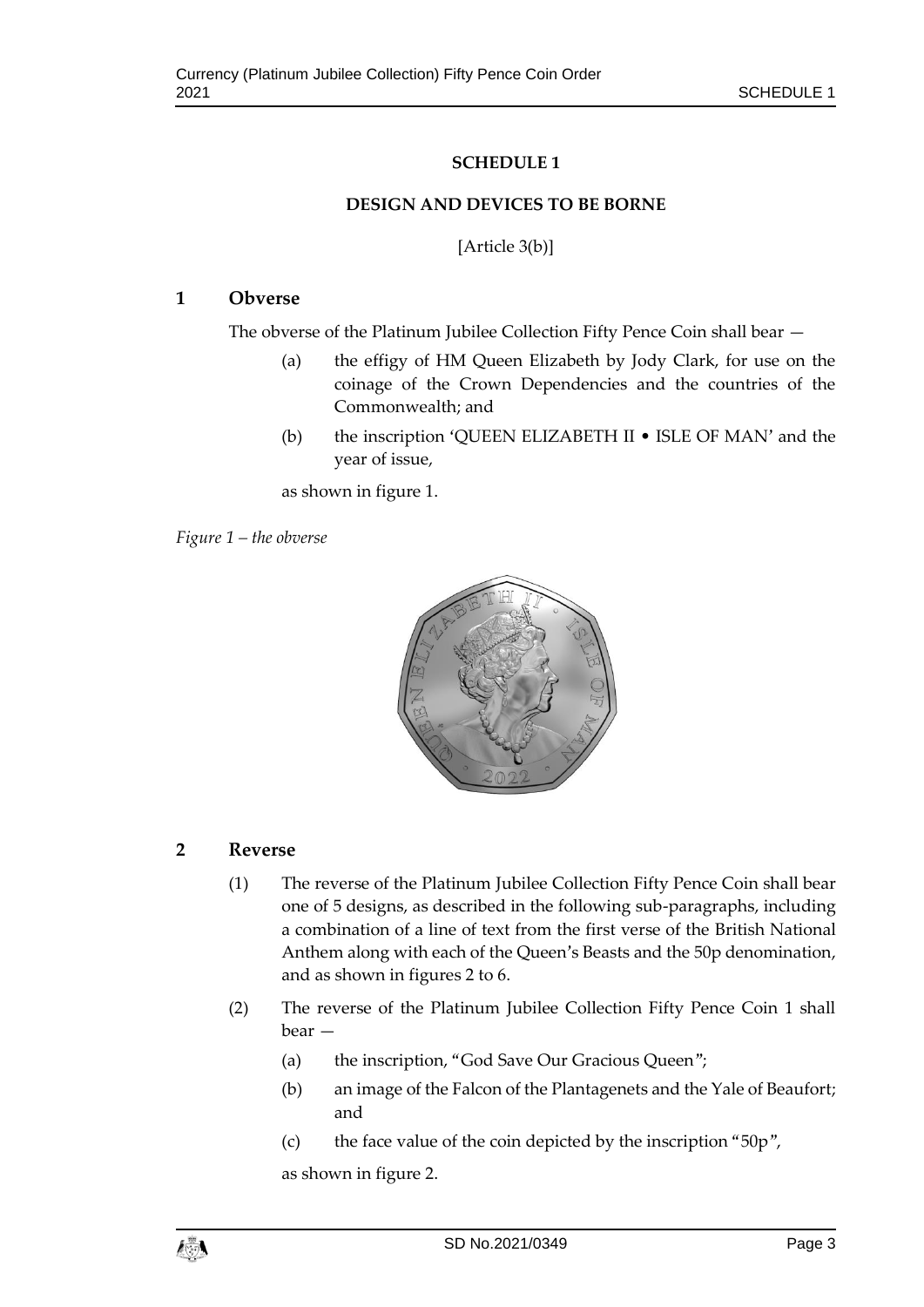**SCHEDULE 1**

**DESIGN AND DEVICES TO BE BORNE**

[Article 3(b)]

## 1 Obverse

The obverse of the Platinum Jubilee Collection Fifty Pence Coin shall bear —

(a) the effigy of HM Queen Elizabeth by Jody Clark, for use on the coinage of the Crown Dependencies and the countries of the Commonwealth; and

(b) the inscription 'QUEEN ELIZABETH II • ISLE OF MAN' and the year of issue,

as shown in figure 1.

*Figure 1 – the obverse*

## 2 Reverse

(1) The reverse of the Platinum Jubilee Collection Fifty Pence Coin shall bear one of 5 designs, as described in the following sub-paragraphs, including a combination of a line of text from the first verse of the British National Anthem along with each of the Queen's Beasts and the 50p denomination, and as shown in figures 2 to 6.

(2) The reverse of the Platinum Jubilee Collection Fifty Pence Coin 1 shall bear —

(a) the inscription, "God Save Our Gracious Queen";

(b) an image of the Falcon of the Plantagenets and the Yale of Beaufort; and

(c) the face value of the coin depicted by the inscription "50p",

as shown in figure 2.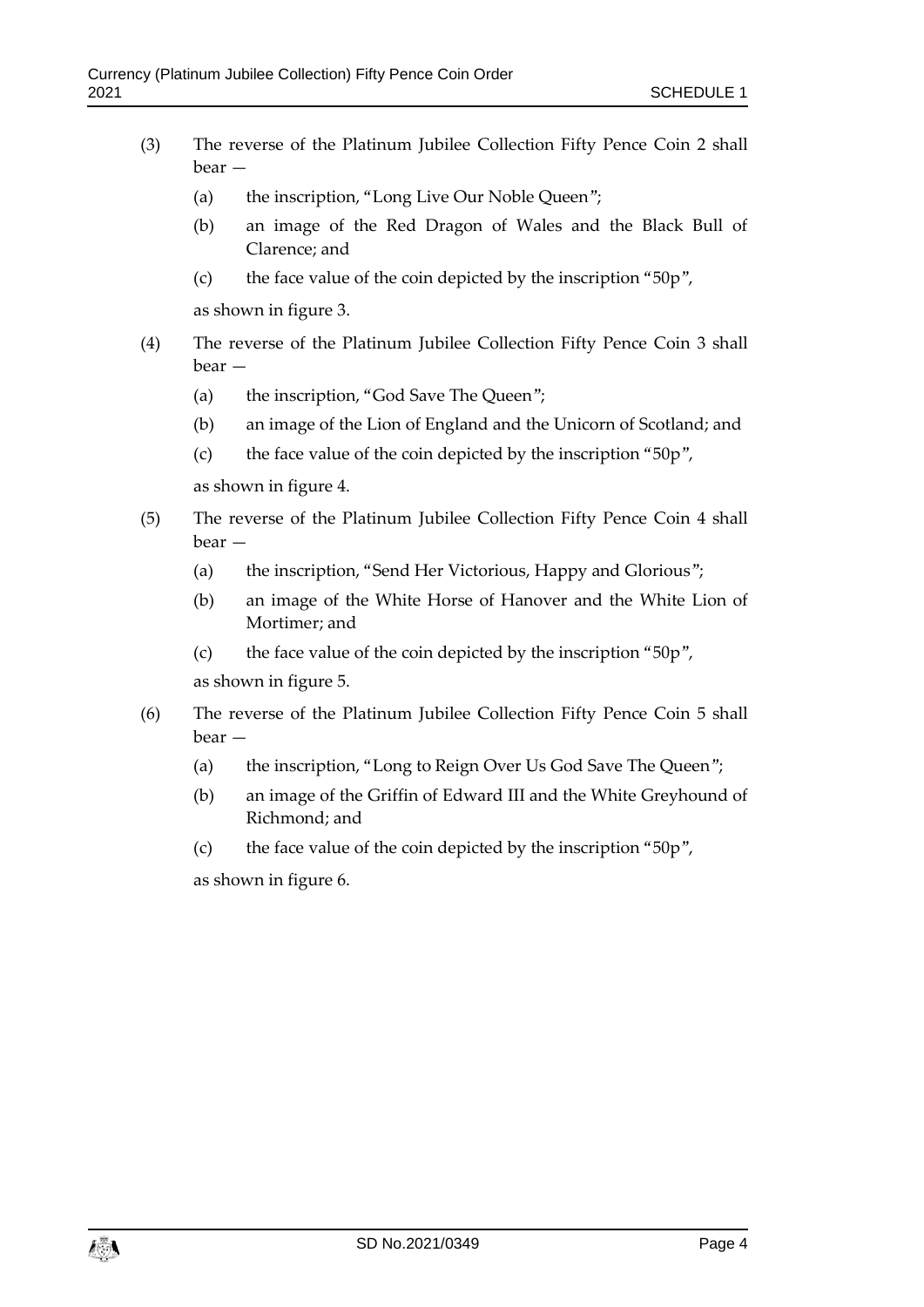(3) The reverse of the Platinum Jubilee Collection Fifty Pence Coin 2 shall bear —

(a) the inscription, "Long Live Our Noble Queen";

(b) an image of the Red Dragon of Wales and the Black Bull of Clarence; and

(c) the face value of the coin depicted by the inscription "50p",

as shown in figure 3.

(4) The reverse of the Platinum Jubilee Collection Fifty Pence Coin 3 shall bear —

(a) the inscription, "God Save The Queen";

(b) an image of the Lion of England and the Unicorn of Scotland; and

(c) the face value of the coin depicted by the inscription "50p",

as shown in figure 4.

(5) The reverse of the Platinum Jubilee Collection Fifty Pence Coin 4 shall bear —

(a) the inscription, "Send Her Victorious, Happy and Glorious";

(b) an image of the White Horse of Hanover and the White Lion of Mortimer; and

(c) the face value of the coin depicted by the inscription "50p",

as shown in figure 5.

(6) The reverse of the Platinum Jubilee Collection Fifty Pence Coin 5 shall bear —

(a) the inscription, "Long to Reign Over Us God Save The Queen";

(b) an image of the Griffin of Edward III and the White Greyhound of Richmond; and

(c) the face value of the coin depicted by the inscription "50p",

as shown in figure 6.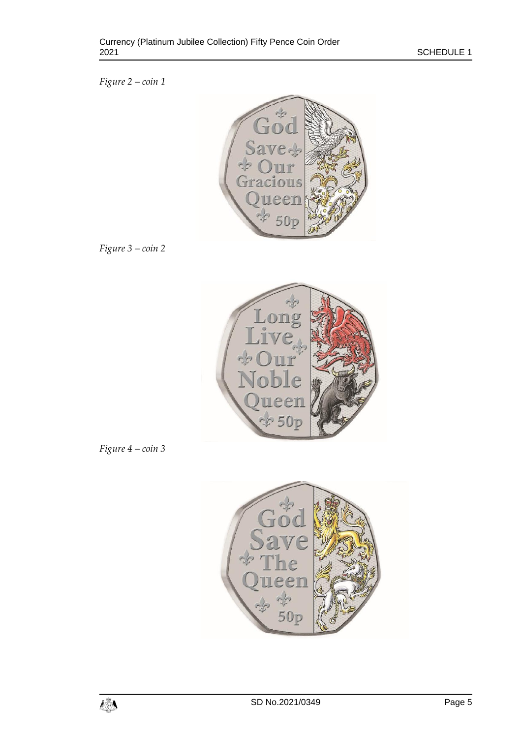*Figure 2 – coin 1*

*Figure 3 – coin 2*

*Figure 4 – coin 3*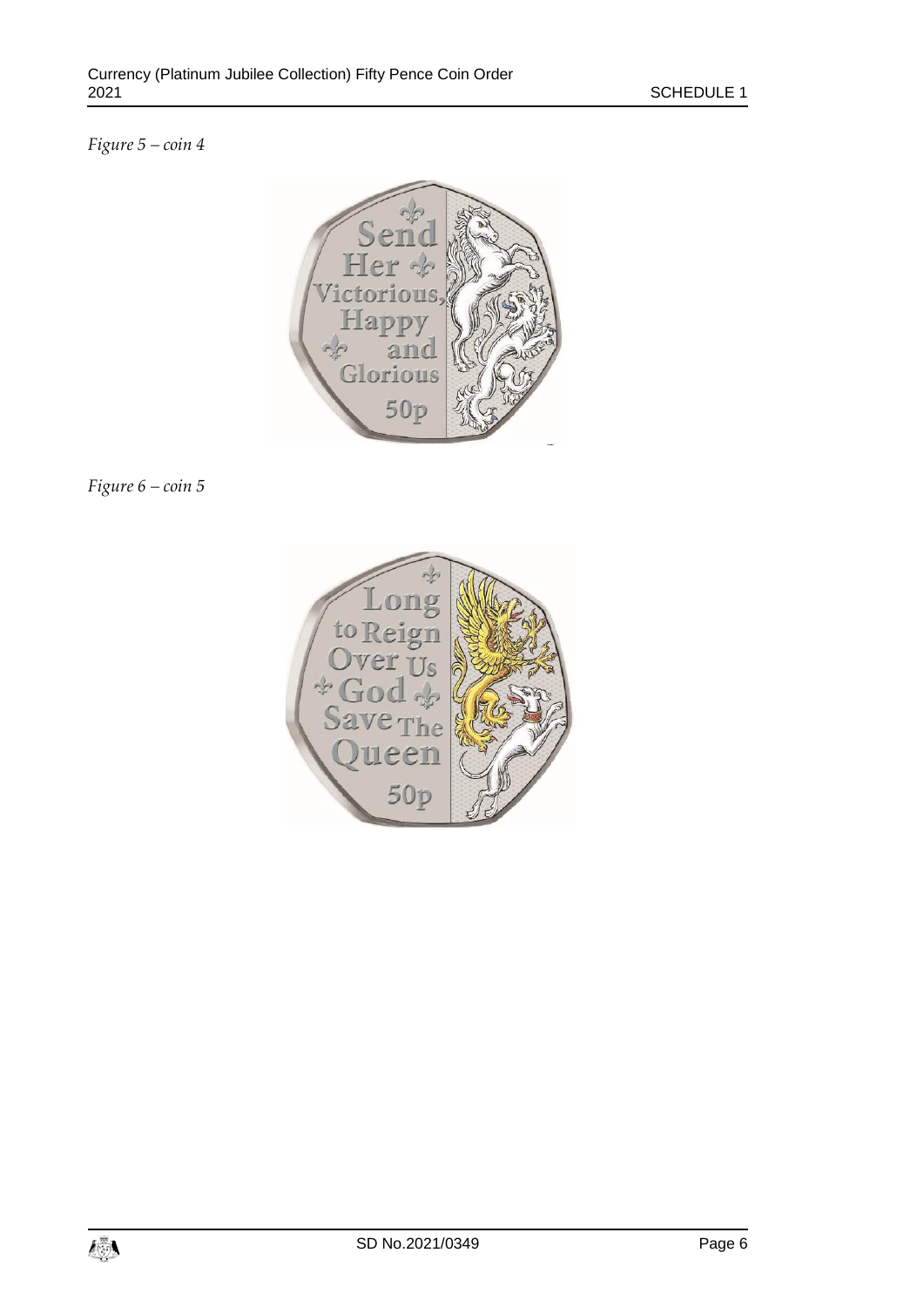*Figure 5 – coin 4*

*Figure 6 – coin 5*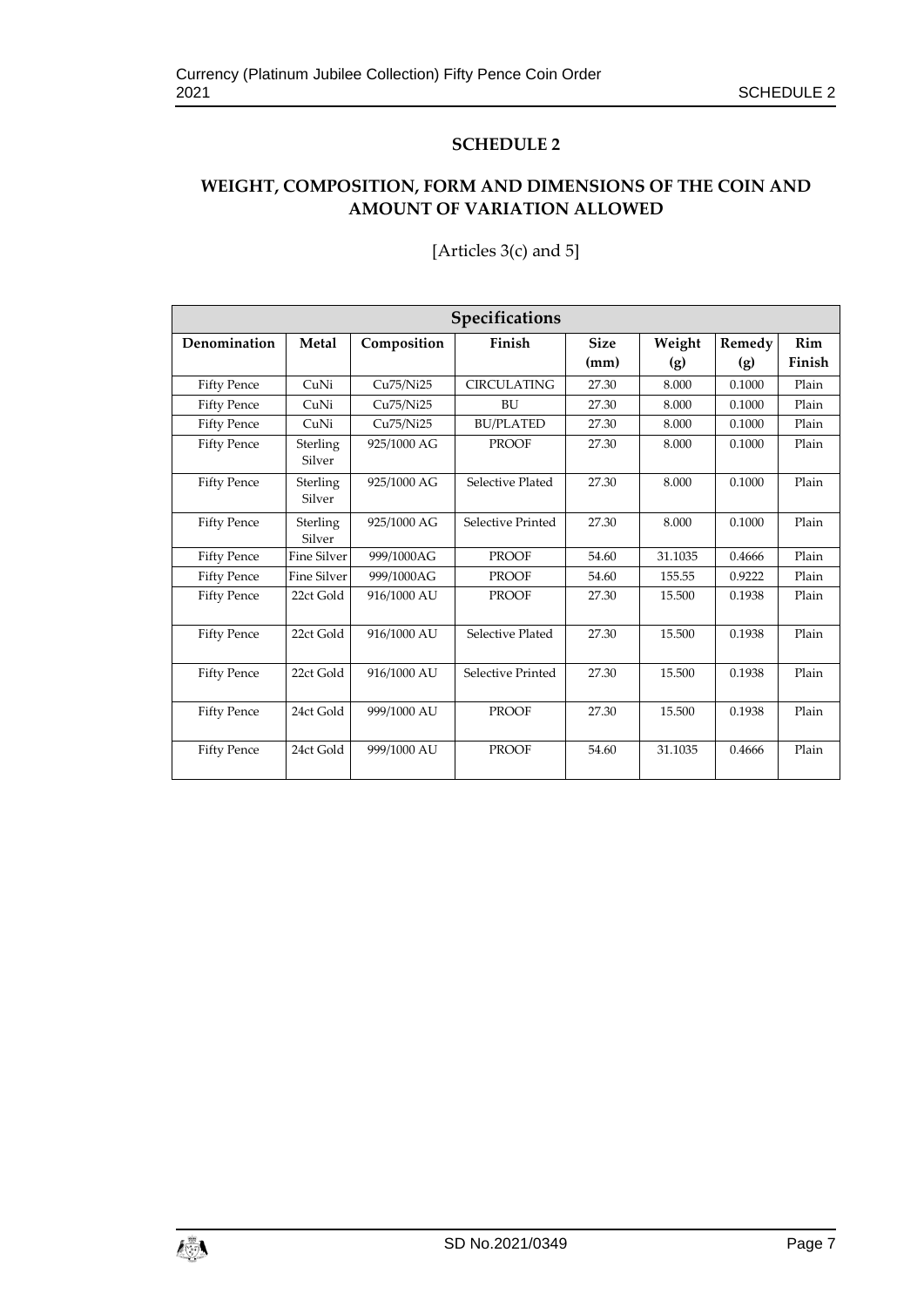## SCHEDULE 2

## WEIGHT, COMPOSITION, FORM AND DIMENSIONS OF THE COIN AND AMOUNT OF VARIATION ALLOWED

[Articles 3(c) and 5]

| Specifications | | | | | | | |
|---|---|---|---|---|---|---|---|
| **Denomination** | **Metal** | **Composition** | **Finish** | **Size (mm)** | **Weight (g)** | **Remedy (g)** | **Rim Finish** |
| Fifty Pence | CuNi | Cu75/Ni25 | CIRCULATING | 27.30 | 8.000 | 0.1000 | Plain |
| Fifty Pence | CuNi | Cu75/Ni25 | BU | 27.30 | 8.000 | 0.1000 | Plain |
| Fifty Pence | CuNi | Cu75/Ni25 | BU/PLATED | 27.30 | 8.000 | 0.1000 | Plain |
| Fifty Pence | Sterling Silver | 925/1000 AG | PROOF | 27.30 | 8.000 | 0.1000 | Plain |
| Fifty Pence | Sterling Silver | 925/1000 AG | Selective Plated | 27.30 | 8.000 | 0.1000 | Plain |
| Fifty Pence | Sterling Silver | 925/1000 AG | Selective Printed | 27.30 | 8.000 | 0.1000 | Plain |
| Fifty Pence | Fine Silver | 999/1000AG | PROOF | 54.60 | 31.1035 | 0.4666 | Plain |
| Fifty Pence | Fine Silver | 999/1000AG | PROOF | 54.60 | 155.55 | 0.9222 | Plain |
| Fifty Pence | 22ct Gold | 916/1000 AU | PROOF | 27.30 | 15.500 | 0.1938 | Plain |
| Fifty Pence | 22ct Gold | 916/1000 AU | Selective Plated | 27.30 | 15.500 | 0.1938 | Plain |
| Fifty Pence | 22ct Gold | 916/1000 AU | Selective Printed | 27.30 | 15.500 | 0.1938 | Plain |
| Fifty Pence | 24ct Gold | 999/1000 AU | PROOF | 27.30 | 15.500 | 0.1938 | Plain |
| Fifty Pence | 24ct Gold | 999/1000 AU | PROOF | 54.60 | 31.1035 | 0.4666 | Plain |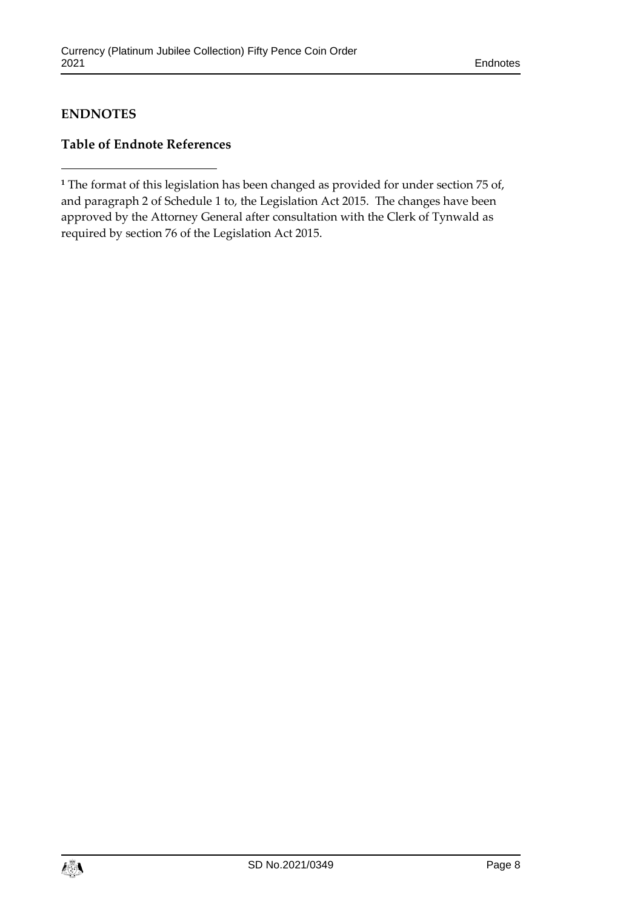## ENDNOTES

### Table of Endnote References

[1] The format of this legislation has been changed as provided for under section 75 of, and paragraph 2 of Schedule 1 to, the Legislation Act 2015. The changes have been approved by the Attorney General after consultation with the Clerk of Tynwald as required by section 76 of the Legislation Act 2015.